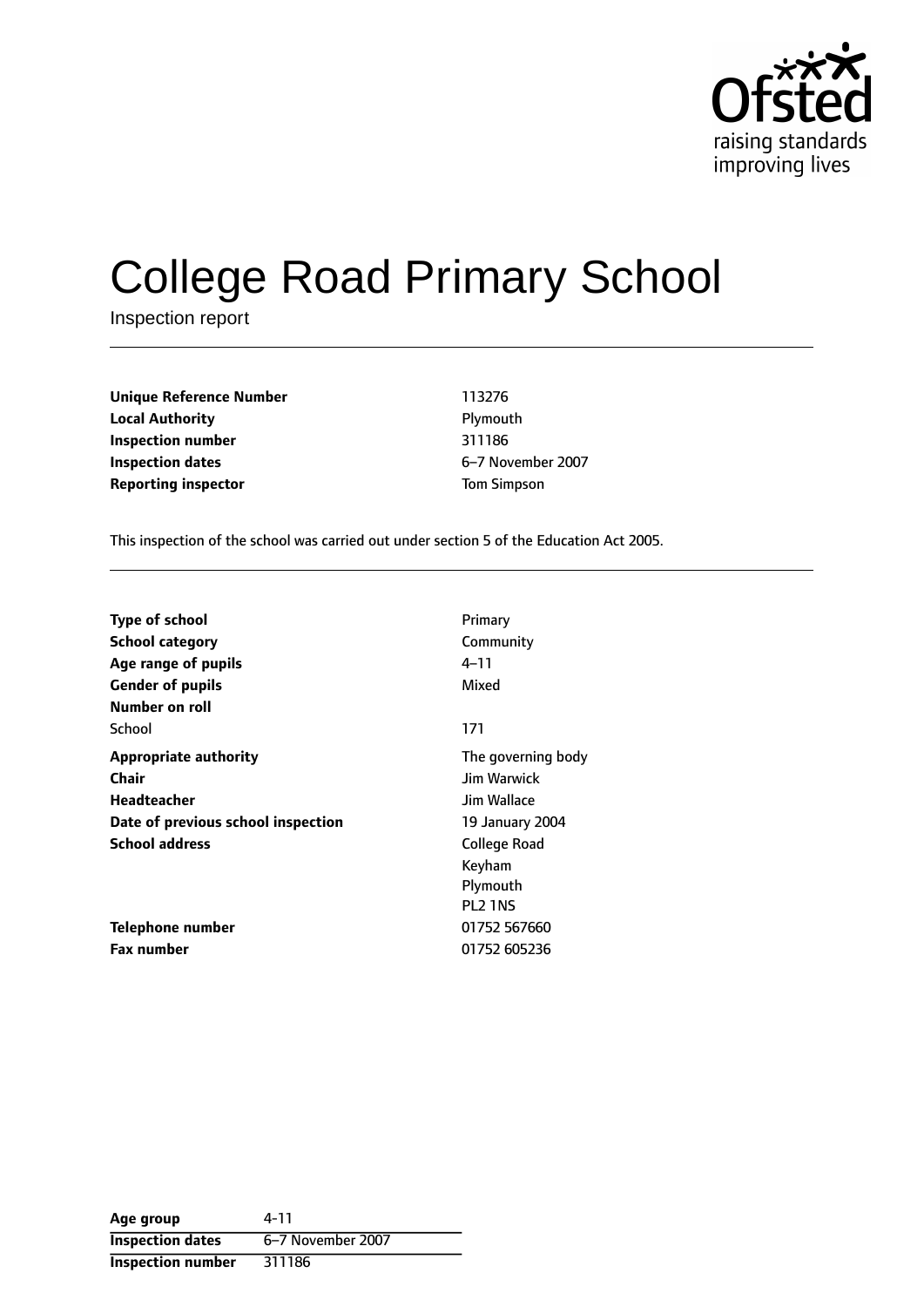# College Road Primary School

Inspection report

| | |
|---|---|
| **Unique Reference Number** | 113276 |
| **Local Authority** | Plymouth |
| **Inspection number** | 311186 |
| **Inspection dates** | 6–7 November 2007 |
| **Reporting inspector** | Tom Simpson |

This inspection of the school was carried out under section 5 of the Education Act 2005.

| | |
|---|---|
| **Type of school** | Primary |
| **School category** | Community |
| **Age range of pupils** | 4–11 |
| **Gender of pupils** | Mixed |
| **Number on roll** | |
| School | 171 |
| **Appropriate authority** | The governing body |
| **Chair** | Jim Warwick |
| **Headteacher** | Jim Wallace |
| **Date of previous school inspection** | 19 January 2004 |
| **School address** | College Road<br>Keyham<br>Plymouth<br>PL2 1NS |
| **Telephone number** | 01752 567660 |
| **Fax number** | 01752 605236 |

| | |
|---|---|
| **Age group** | 4-11 |
| **Inspection dates** | 6–7 November 2007 |
| **Inspection number** | 311186 |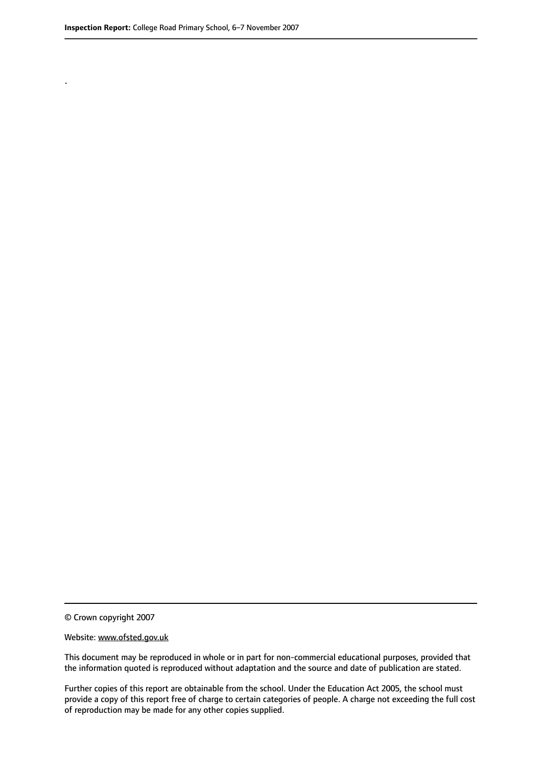.

© Crown copyright 2007

Website: www.ofsted.gov.uk

This document may be reproduced in whole or in part for non-commercial educational purposes, provided that the information quoted is reproduced without adaptation and the source and date of publication are stated.

Further copies of this report are obtainable from the school. Under the Education Act 2005, the school must provide a copy of this report free of charge to certain categories of people. A charge not exceeding the full cost of reproduction may be made for any other copies supplied.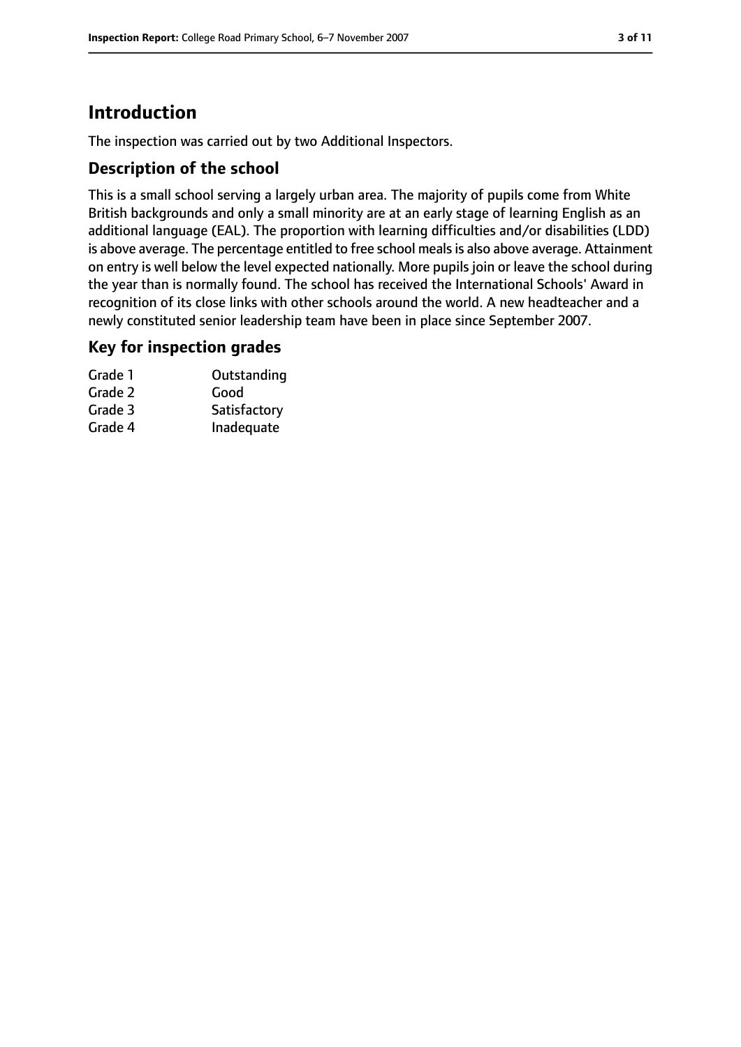# Introduction

The inspection was carried out by two Additional Inspectors.

## Description of the school

This is a small school serving a largely urban area. The majority of pupils come from White British backgrounds and only a small minority are at an early stage of learning English as an additional language (EAL). The proportion with learning difficulties and/or disabilities (LDD) is above average. The percentage entitled to free school meals is also above average. Attainment on entry is well below the level expected nationally. More pupils join or leave the school during the year than is normally found. The school has received the International Schools' Award in recognition of its close links with other schools around the world. A new headteacher and a newly constituted senior leadership team have been in place since September 2007.

## Key for inspection grades

| | |
|---|---|
| Grade 1 | Outstanding |
| Grade 2 | Good |
| Grade 3 | Satisfactory |
| Grade 4 | Inadequate |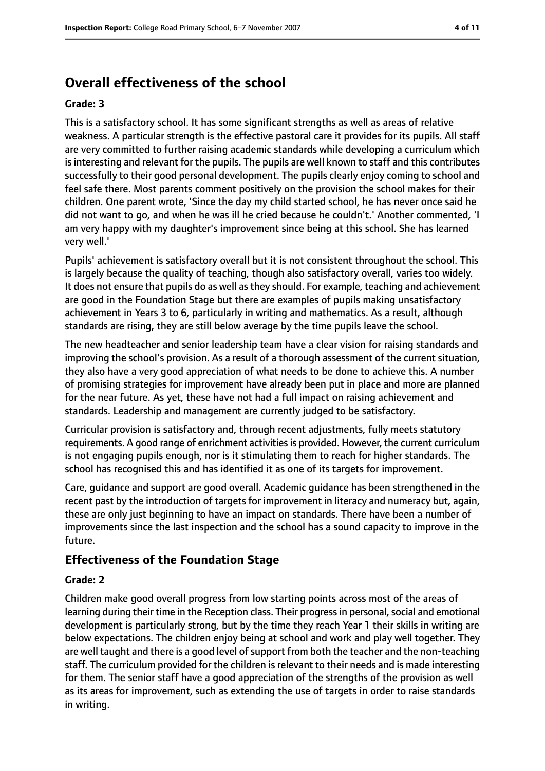# Overall effectiveness of the school

**Grade: 3**

This is a satisfactory school. It has some significant strengths as well as areas of relative weakness. A particular strength is the effective pastoral care it provides for its pupils. All staff are very committed to further raising academic standards while developing a curriculum which is interesting and relevant for the pupils. The pupils are well known to staff and this contributes successfully to their good personal development. The pupils clearly enjoy coming to school and feel safe there. Most parents comment positively on the provision the school makes for their children. One parent wrote, 'Since the day my child started school, he has never once said he did not want to go, and when he was ill he cried because he couldn't.' Another commented, 'I am very happy with my daughter's improvement since being at this school. She has learned very well.'

Pupils' achievement is satisfactory overall but it is not consistent throughout the school. This is largely because the quality of teaching, though also satisfactory overall, varies too widely. It does not ensure that pupils do as well as they should. For example, teaching and achievement are good in the Foundation Stage but there are examples of pupils making unsatisfactory achievement in Years 3 to 6, particularly in writing and mathematics. As a result, although standards are rising, they are still below average by the time pupils leave the school.

The new headteacher and senior leadership team have a clear vision for raising standards and improving the school's provision. As a result of a thorough assessment of the current situation, they also have a very good appreciation of what needs to be done to achieve this. A number of promising strategies for improvement have already been put in place and more are planned for the near future. As yet, these have not had a full impact on raising achievement and standards. Leadership and management are currently judged to be satisfactory.

Curricular provision is satisfactory and, through recent adjustments, fully meets statutory requirements. A good range of enrichment activities is provided. However, the current curriculum is not engaging pupils enough, nor is it stimulating them to reach for higher standards. The school has recognised this and has identified it as one of its targets for improvement.

Care, guidance and support are good overall. Academic guidance has been strengthened in the recent past by the introduction of targets for improvement in literacy and numeracy but, again, these are only just beginning to have an impact on standards. There have been a number of improvements since the last inspection and the school has a sound capacity to improve in the future.

## Effectiveness of the Foundation Stage

**Grade: 2**

Children make good overall progress from low starting points across most of the areas of learning during their time in the Reception class. Their progress in personal, social and emotional development is particularly strong, but by the time they reach Year 1 their skills in writing are below expectations. The children enjoy being at school and work and play well together. They are well taught and there is a good level of support from both the teacher and the non-teaching staff. The curriculum provided for the children is relevant to their needs and is made interesting for them. The senior staff have a good appreciation of the strengths of the provision as well as its areas for improvement, such as extending the use of targets in order to raise standards in writing.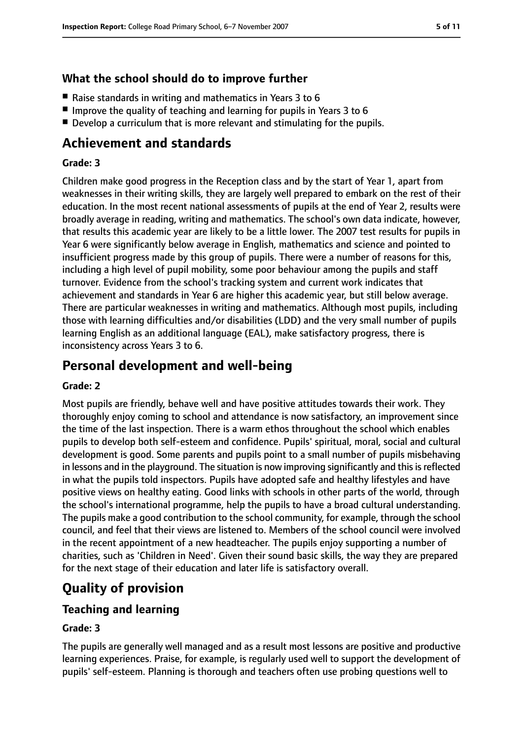### What the school should do to improve further

- Raise standards in writing and mathematics in Years 3 to 6
- Improve the quality of teaching and learning for pupils in Years 3 to 6
- Develop a curriculum that is more relevant and stimulating for the pupils.

## Achievement and standards

#### Grade: 3

Children make good progress in the Reception class and by the start of Year 1, apart from weaknesses in their writing skills, they are largely well prepared to embark on the rest of their education. In the most recent national assessments of pupils at the end of Year 2, results were broadly average in reading, writing and mathematics. The school's own data indicate, however, that results this academic year are likely to be a little lower. The 2007 test results for pupils in Year 6 were significantly below average in English, mathematics and science and pointed to insufficient progress made by this group of pupils. There were a number of reasons for this, including a high level of pupil mobility, some poor behaviour among the pupils and staff turnover. Evidence from the school's tracking system and current work indicates that achievement and standards in Year 6 are higher this academic year, but still below average. There are particular weaknesses in writing and mathematics. Although most pupils, including those with learning difficulties and/or disabilities (LDD) and the very small number of pupils learning English as an additional language (EAL), make satisfactory progress, there is inconsistency across Years 3 to 6.

## Personal development and well-being

#### Grade: 2

Most pupils are friendly, behave well and have positive attitudes towards their work. They thoroughly enjoy coming to school and attendance is now satisfactory, an improvement since the time of the last inspection. There is a warm ethos throughout the school which enables pupils to develop both self-esteem and confidence. Pupils' spiritual, moral, social and cultural development is good. Some parents and pupils point to a small number of pupils misbehaving in lessons and in the playground. The situation is now improving significantly and this is reflected in what the pupils told inspectors. Pupils have adopted safe and healthy lifestyles and have positive views on healthy eating. Good links with schools in other parts of the world, through the school's international programme, help the pupils to have a broad cultural understanding. The pupils make a good contribution to the school community, for example, through the school council, and feel that their views are listened to. Members of the school council were involved in the recent appointment of a new headteacher. The pupils enjoy supporting a number of charities, such as 'Children in Need'. Given their sound basic skills, the way they are prepared for the next stage of their education and later life is satisfactory overall.

## Quality of provision

### Teaching and learning

#### Grade: 3

The pupils are generally well managed and as a result most lessons are positive and productive learning experiences. Praise, for example, is regularly used well to support the development of pupils' self-esteem. Planning is thorough and teachers often use probing questions well to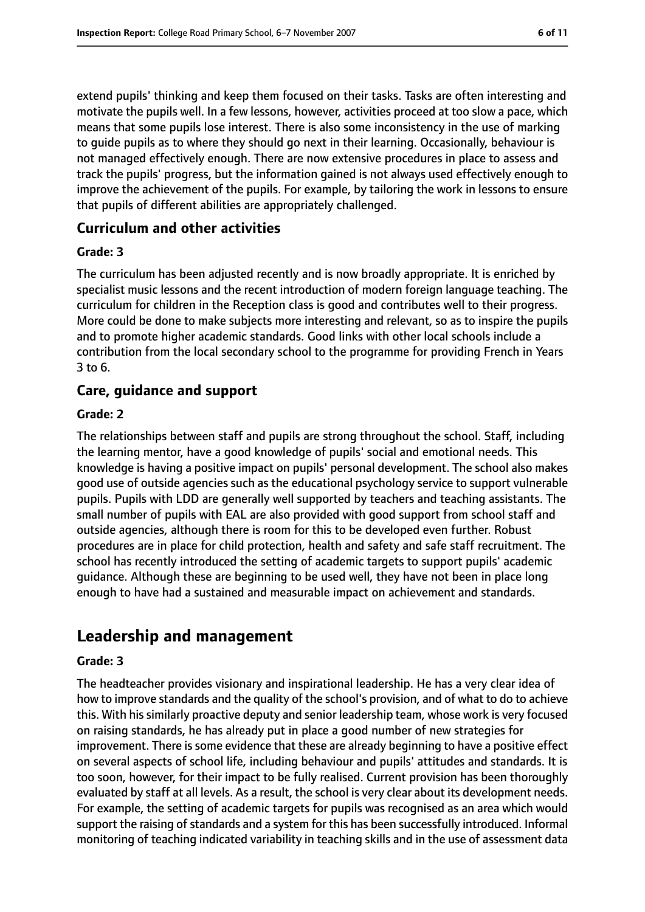extend pupils' thinking and keep them focused on their tasks. Tasks are often interesting and motivate the pupils well. In a few lessons, however, activities proceed at too slow a pace, which means that some pupils lose interest. There is also some inconsistency in the use of marking to guide pupils as to where they should go next in their learning. Occasionally, behaviour is not managed effectively enough. There are now extensive procedures in place to assess and track the pupils' progress, but the information gained is not always used effectively enough to improve the achievement of the pupils. For example, by tailoring the work in lessons to ensure that pupils of different abilities are appropriately challenged.

### Curriculum and other activities

#### Grade: 3

The curriculum has been adjusted recently and is now broadly appropriate. It is enriched by specialist music lessons and the recent introduction of modern foreign language teaching. The curriculum for children in the Reception class is good and contributes well to their progress. More could be done to make subjects more interesting and relevant, so as to inspire the pupils and to promote higher academic standards. Good links with other local schools include a contribution from the local secondary school to the programme for providing French in Years 3 to 6.

### Care, guidance and support

#### Grade: 2

The relationships between staff and pupils are strong throughout the school. Staff, including the learning mentor, have a good knowledge of pupils' social and emotional needs. This knowledge is having a positive impact on pupils' personal development. The school also makes good use of outside agencies such as the educational psychology service to support vulnerable pupils. Pupils with LDD are generally well supported by teachers and teaching assistants. The small number of pupils with EAL are also provided with good support from school staff and outside agencies, although there is room for this to be developed even further. Robust procedures are in place for child protection, health and safety and safe staff recruitment. The school has recently introduced the setting of academic targets to support pupils' academic guidance. Although these are beginning to be used well, they have not been in place long enough to have had a sustained and measurable impact on achievement and standards.

## Leadership and management

#### Grade: 3

The headteacher provides visionary and inspirational leadership. He has a very clear idea of how to improve standards and the quality of the school's provision, and of what to do to achieve this. With his similarly proactive deputy and senior leadership team, whose work is very focused on raising standards, he has already put in place a good number of new strategies for improvement. There is some evidence that these are already beginning to have a positive effect on several aspects of school life, including behaviour and pupils' attitudes and standards. It is too soon, however, for their impact to be fully realised. Current provision has been thoroughly evaluated by staff at all levels. As a result, the school is very clear about its development needs. For example, the setting of academic targets for pupils was recognised as an area which would support the raising of standards and a system for this has been successfully introduced. Informal monitoring of teaching indicated variability in teaching skills and in the use of assessment data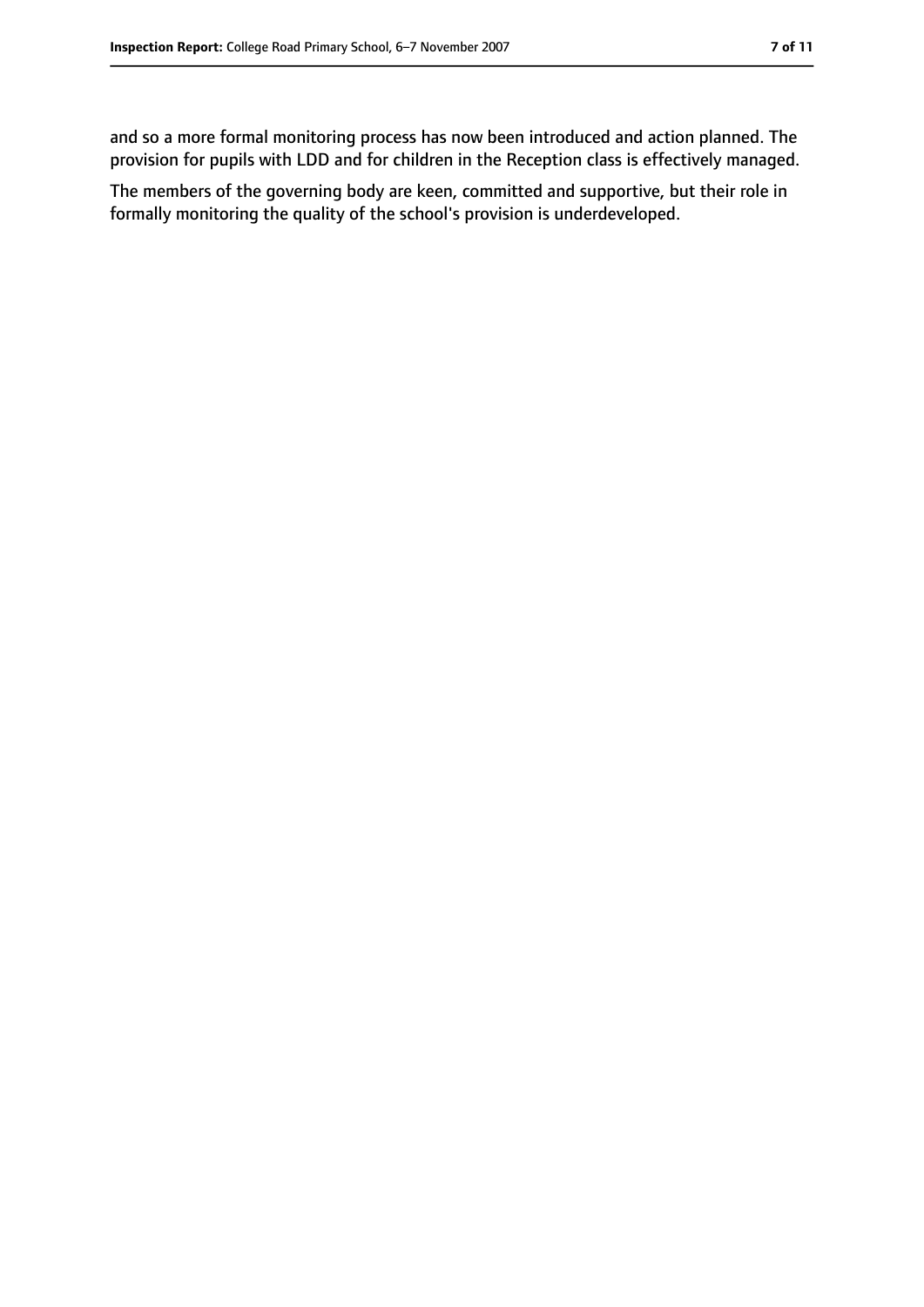and so a more formal monitoring process has now been introduced and action planned. The provision for pupils with LDD and for children in the Reception class is effectively managed.

The members of the governing body are keen, committed and supportive, but their role in formally monitoring the quality of the school's provision is underdeveloped.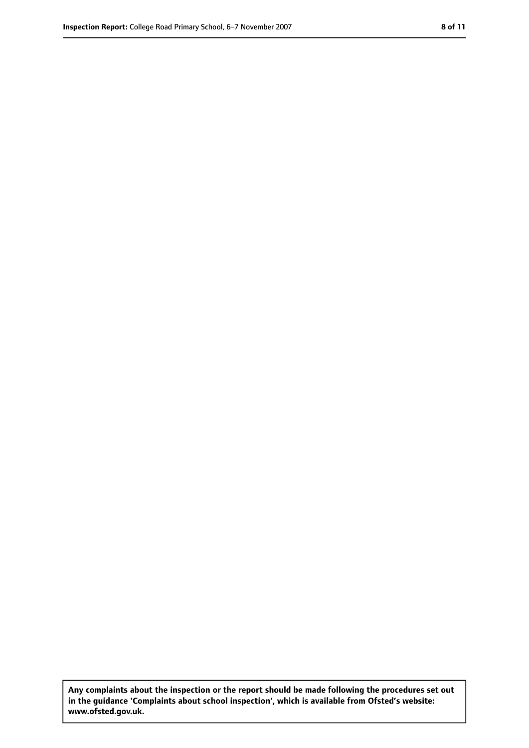**Any complaints about the inspection or the report should be made following the procedures set out in the guidance 'Complaints about school inspection', which is available from Ofsted's website: www.ofsted.gov.uk.**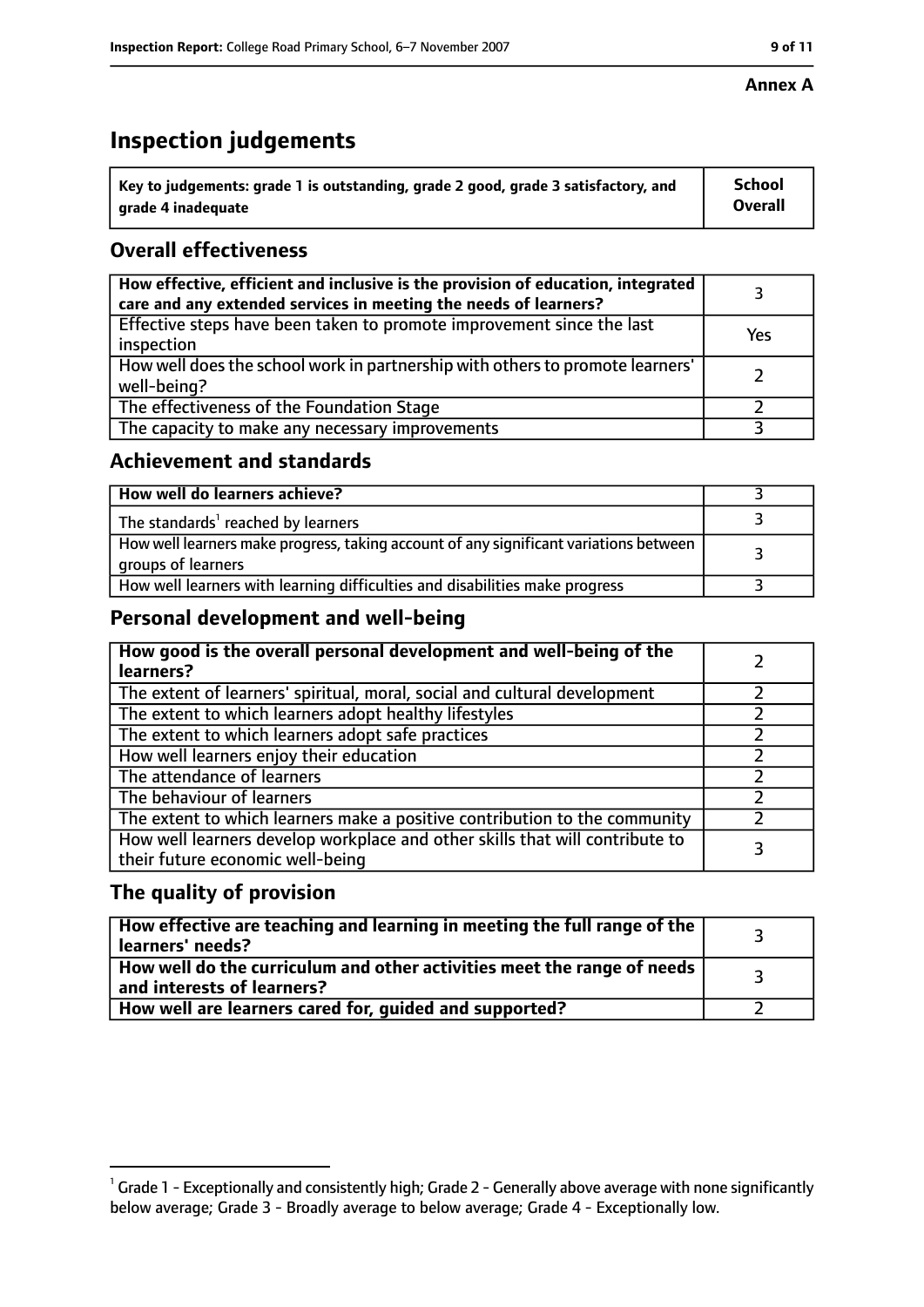**Annex A**

# Inspection judgements

| Key to judgements: grade 1 is outstanding, grade 2 good, grade 3 satisfactory, and grade 4 inadequate | School Overall |
|---|---|

## Overall effectiveness

| | |
|---|---|
| How effective, efficient and inclusive is the provision of education, integrated care and any extended services in meeting the needs of learners? | 3 |
| Effective steps have been taken to promote improvement since the last inspection | Yes |
| How well does the school work in partnership with others to promote learners' well-being? | 2 |
| The effectiveness of the Foundation Stage | 2 |
| The capacity to make any necessary improvements | 3 |

## Achievement and standards

| | |
|---|---|
| **How well do learners achieve?** | 3 |
| The standards[1] reached by learners | 3 |
| How well learners make progress, taking account of any significant variations between groups of learners | 3 |
| How well learners with learning difficulties and disabilities make progress | 3 |

## Personal development and well-being

| | |
|---|---|
| **How good is the overall personal development and well-being of the learners?** | 2 |
| The extent of learners' spiritual, moral, social and cultural development | 2 |
| The extent to which learners adopt healthy lifestyles | 2 |
| The extent to which learners adopt safe practices | 2 |
| How well learners enjoy their education | 2 |
| The attendance of learners | 2 |
| The behaviour of learners | 2 |
| The extent to which learners make a positive contribution to the community | 2 |
| How well learners develop workplace and other skills that will contribute to their future economic well-being | 3 |

## The quality of provision

| | |
|---|---|
| **How effective are teaching and learning in meeting the full range of the learners' needs?** | 3 |
| **How well do the curriculum and other activities meet the range of needs and interests of learners?** | 3 |
| **How well are learners cared for, guided and supported?** | 2 |

[1] Grade 1 - Exceptionally and consistently high; Grade 2 - Generally above average with none significantly below average; Grade 3 - Broadly average to below average; Grade 4 - Exceptionally low.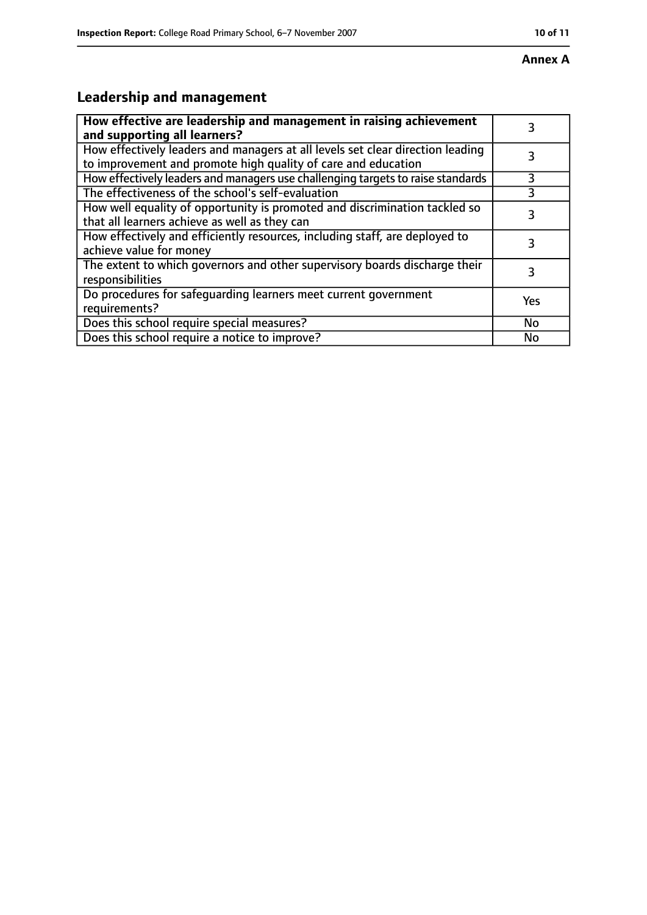**Annex A**

## Leadership and management

| How effective are leadership and management in raising achievement and supporting all learners? | 3 |
| --- | --- |
| How effectively leaders and managers at all levels set clear direction leading to improvement and promote high quality of care and education | 3 |
| How effectively leaders and managers use challenging targets to raise standards | 3 |
| The effectiveness of the school's self-evaluation | 3 |
| How well equality of opportunity is promoted and discrimination tackled so that all learners achieve as well as they can | 3 |
| How effectively and efficiently resources, including staff, are deployed to achieve value for money | 3 |
| The extent to which governors and other supervisory boards discharge their responsibilities | 3 |
| Do procedures for safeguarding learners meet current government requirements? | Yes |
| Does this school require special measures? | No |
| Does this school require a notice to improve? | No |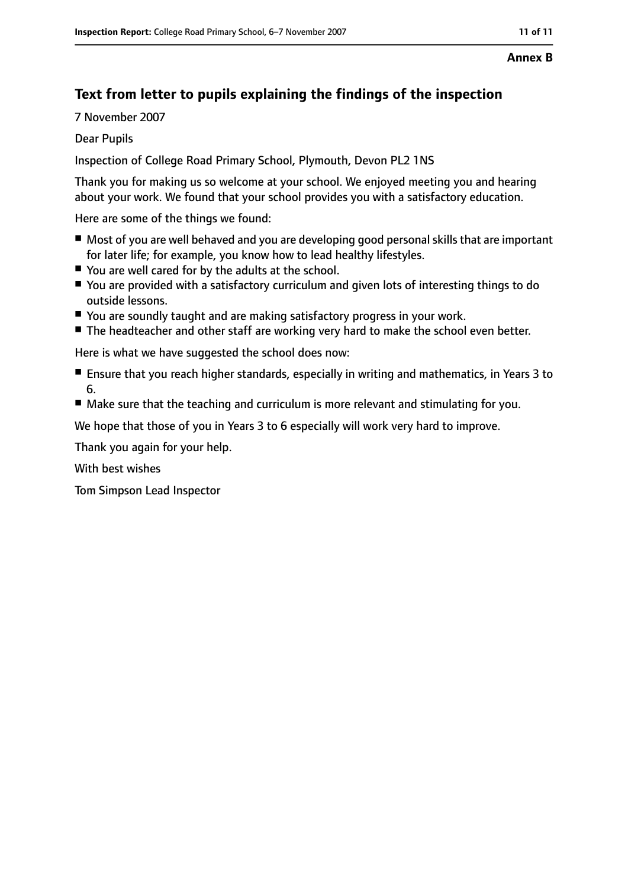**Annex B**

## Text from letter to pupils explaining the findings of the inspection

7 November 2007

Dear Pupils

Inspection of College Road Primary School, Plymouth, Devon PL2 1NS

Thank you for making us so welcome at your school. We enjoyed meeting you and hearing about your work. We found that your school provides you with a satisfactory education.

Here are some of the things we found:

- Most of you are well behaved and you are developing good personal skills that are important for later life; for example, you know how to lead healthy lifestyles.
- You are well cared for by the adults at the school.
- You are provided with a satisfactory curriculum and given lots of interesting things to do outside lessons.
- You are soundly taught and are making satisfactory progress in your work.
- The headteacher and other staff are working very hard to make the school even better.

Here is what we have suggested the school does now:

- Ensure that you reach higher standards, especially in writing and mathematics, in Years 3 to 6.
- Make sure that the teaching and curriculum is more relevant and stimulating for you.

We hope that those of you in Years 3 to 6 especially will work very hard to improve.

Thank you again for your help.

With best wishes

Tom Simpson Lead Inspector